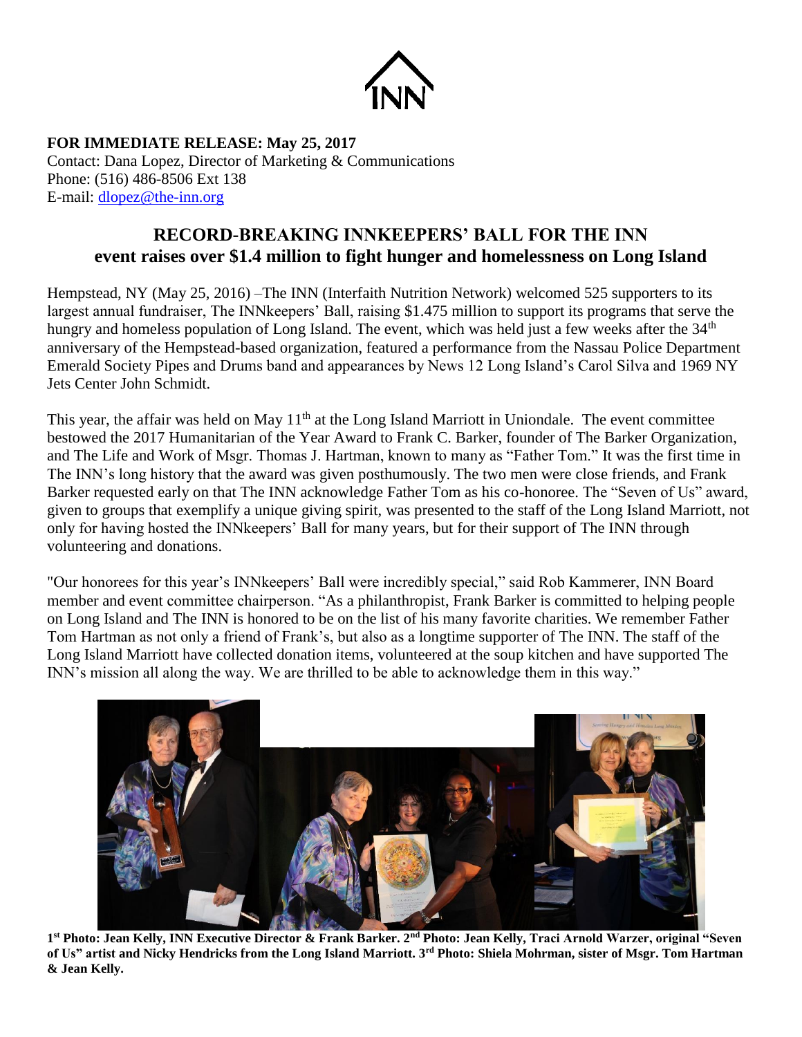INN

**FOR IMMEDIATE RELEASE: May 25, 2017**
Contact: Dana Lopez, Director of Marketing & Communications
Phone: (516) 486-8506 Ext 138
E-mail: dlopez@the-inn.org

## RECORD-BREAKING INNKEEPERS' BALL FOR THE INN
## event raises over $1.4 million to fight hunger and homelessness on Long Island

Hempstead, NY (May 25, 2016) –The INN (Interfaith Nutrition Network) welcomed 525 supporters to its largest annual fundraiser, The INNkeepers' Ball, raising $1.475 million to support its programs that serve the hungry and homeless population of Long Island. The event, which was held just a few weeks after the 34th anniversary of the Hempstead-based organization, featured a performance from the Nassau Police Department Emerald Society Pipes and Drums band and appearances by News 12 Long Island's Carol Silva and 1969 NY Jets Center John Schmidt.

This year, the affair was held on May 11th at the Long Island Marriott in Uniondale. The event committee bestowed the 2017 Humanitarian of the Year Award to Frank C. Barker, founder of The Barker Organization, and The Life and Work of Msgr. Thomas J. Hartman, known to many as "Father Tom." It was the first time in The INN's long history that the award was given posthumously. The two men were close friends, and Frank Barker requested early on that The INN acknowledge Father Tom as his co-honoree. The "Seven of Us" award, given to groups that exemplify a unique giving spirit, was presented to the staff of the Long Island Marriott, not only for having hosted the INNkeepers' Ball for many years, but for their support of The INN through volunteering and donations.

"Our honorees for this year's INNkeepers' Ball were incredibly special," said Rob Kammerer, INN Board member and event committee chairperson. "As a philanthropist, Frank Barker is committed to helping people on Long Island and The INN is honored to be on the list of his many favorite charities. We remember Father Tom Hartman as not only a friend of Frank's, but also as a longtime supporter of The INN. The staff of the Long Island Marriott have collected donation items, volunteered at the soup kitchen and have supported The INN's mission all along the way. We are thrilled to be able to acknowledge them in this way."

**1st Photo: Jean Kelly, INN Executive Director & Frank Barker. 2nd Photo: Jean Kelly, Traci Arnold Warzer, original "Seven of Us" artist and Nicky Hendricks from the Long Island Marriott. 3rd Photo: Shiela Mohrman, sister of Msgr. Tom Hartman & Jean Kelly.**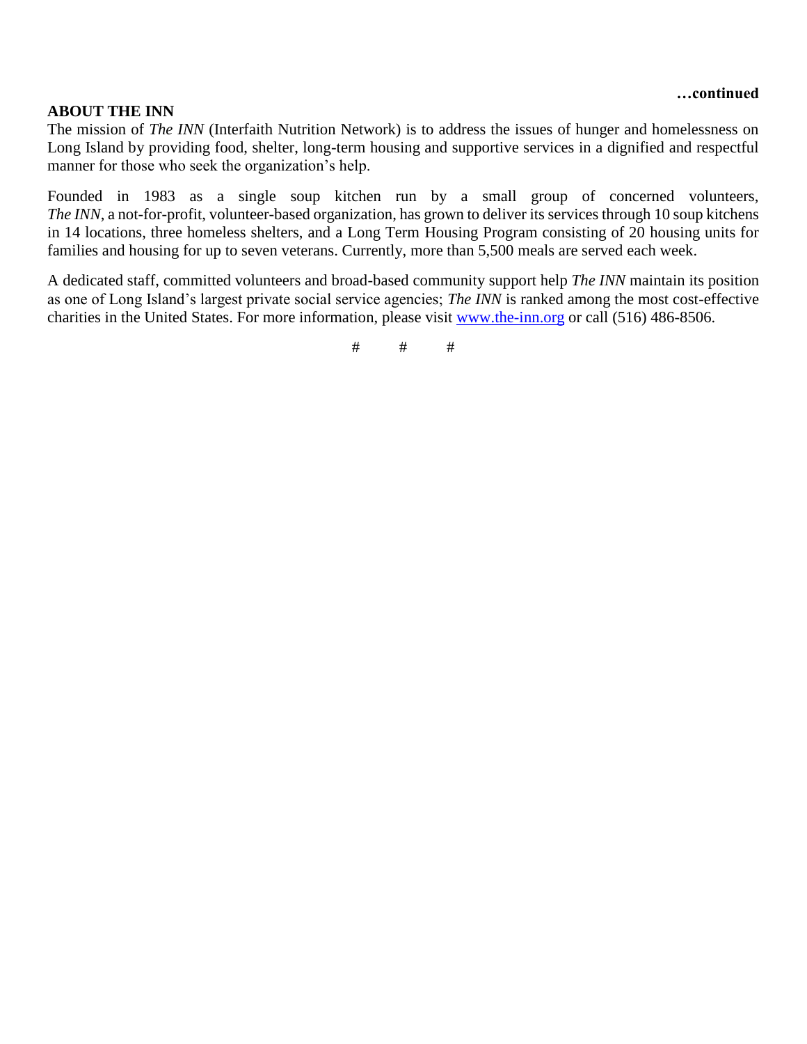**…continued**

**ABOUT THE INN**

The mission of *The INN* (Interfaith Nutrition Network) is to address the issues of hunger and homelessness on Long Island by providing food, shelter, long-term housing and supportive services in a dignified and respectful manner for those who seek the organization's help.

Founded in 1983 as a single soup kitchen run by a small group of concerned volunteers, *The INN*, a not-for-profit, volunteer-based organization, has grown to deliver its services through 10 soup kitchens in 14 locations, three homeless shelters, and a Long Term Housing Program consisting of 20 housing units for families and housing for up to seven veterans. Currently, more than 5,500 meals are served each week.

A dedicated staff, committed volunteers and broad-based community support help *The INN* maintain its position as one of Long Island's largest private social service agencies; *The INN* is ranked among the most cost-effective charities in the United States. For more information, please visit [www.the-inn.org](http://www.the-inn.org) or call (516) 486-8506.

# # #